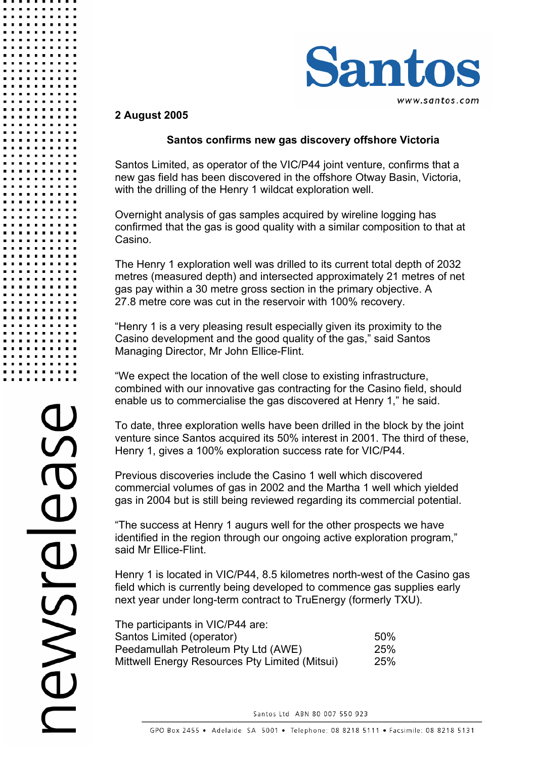**2 August 2005**

## Santos confirms new gas discovery offshore Victoria

Santos Limited, as operator of the VIC/P44 joint venture, confirms that a new gas field has been discovered in the offshore Otway Basin, Victoria, with the drilling of the Henry 1 wildcat exploration well.

Overnight analysis of gas samples acquired by wireline logging has confirmed that the gas is good quality with a similar composition to that at Casino.

The Henry 1 exploration well was drilled to its current total depth of 2032 metres (measured depth) and intersected approximately 21 metres of net gas pay within a 30 metre gross section in the primary objective. A 27.8 metre core was cut in the reservoir with 100% recovery.

"Henry 1 is a very pleasing result especially given its proximity to the Casino development and the good quality of the gas," said Santos Managing Director, Mr John Ellice-Flint.

"We expect the location of the well close to existing infrastructure, combined with our innovative gas contracting for the Casino field, should enable us to commercialise the gas discovered at Henry 1," he said.

To date, three exploration wells have been drilled in the block by the joint venture since Santos acquired its 50% interest in 2001. The third of these, Henry 1, gives a 100% exploration success rate for VIC/P44.

Previous discoveries include the Casino 1 well which discovered commercial volumes of gas in 2002 and the Martha 1 well which yielded gas in 2004 but is still being reviewed regarding its commercial potential.

"The success at Henry 1 augurs well for the other prospects we have identified in the region through our ongoing active exploration program," said Mr Ellice-Flint.

Henry 1 is located in VIC/P44, 8.5 kilometres north-west of the Casino gas field which is currently being developed to commence gas supplies early next year under long-term contract to TruEnergy (formerly TXU).

The participants in VIC/P44 are:

| | |
|---|---|
| Santos Limited (operator) | 50% |
| Peedamullah Petroleum Pty Ltd (AWE) | 25% |
| Mittwell Energy Resources Pty Limited (Mitsui) | 25% |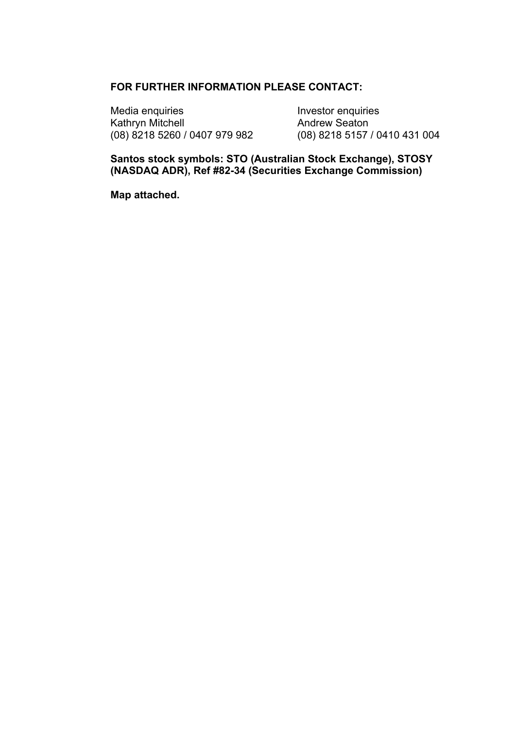**FOR FURTHER INFORMATION PLEASE CONTACT:**

Media enquiries
Kathryn Mitchell
(08) 8218 5260 / 0407 979 982

Investor enquiries
Andrew Seaton
(08) 8218 5157 / 0410 431 004

**Santos stock symbols: STO (Australian Stock Exchange), STOSY (NASDAQ ADR), Ref #82-34 (Securities Exchange Commission)**

**Map attached.**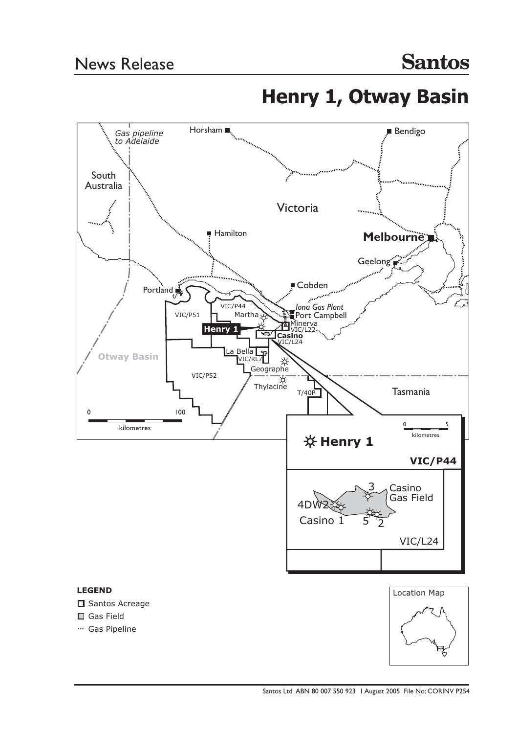News Release

Santos

# Henry 1, Otway Basin

Horsham
Bendigo
Gas pipeline to Adelaide
South Australia
Victoria
Hamilton
Melbourne
Geelong
Portland
Cobden
Iona Gas Plant
Port Campbell
VIC/P44
Martha
Minerva
VIC/L22
VIC/P51
Henry 1
Casino
VIC/L24
La Bella
VIC/RL7
Otway Basin
Geographe
VIC/P52
Thylacine
T/40P
Tasmania
0
100
kilometres

Henry 1
0
5
kilometres
VIC/P44
3
Casino Gas Field
4DW2
Casino 1
5
2
VIC/L24

**LEGEND**

- Santos Acreage
- Gas Field
- Gas Pipeline

Location Map

Santos Ltd ABN 80 007 550 923 1 August 2005 File No: CORINV P254